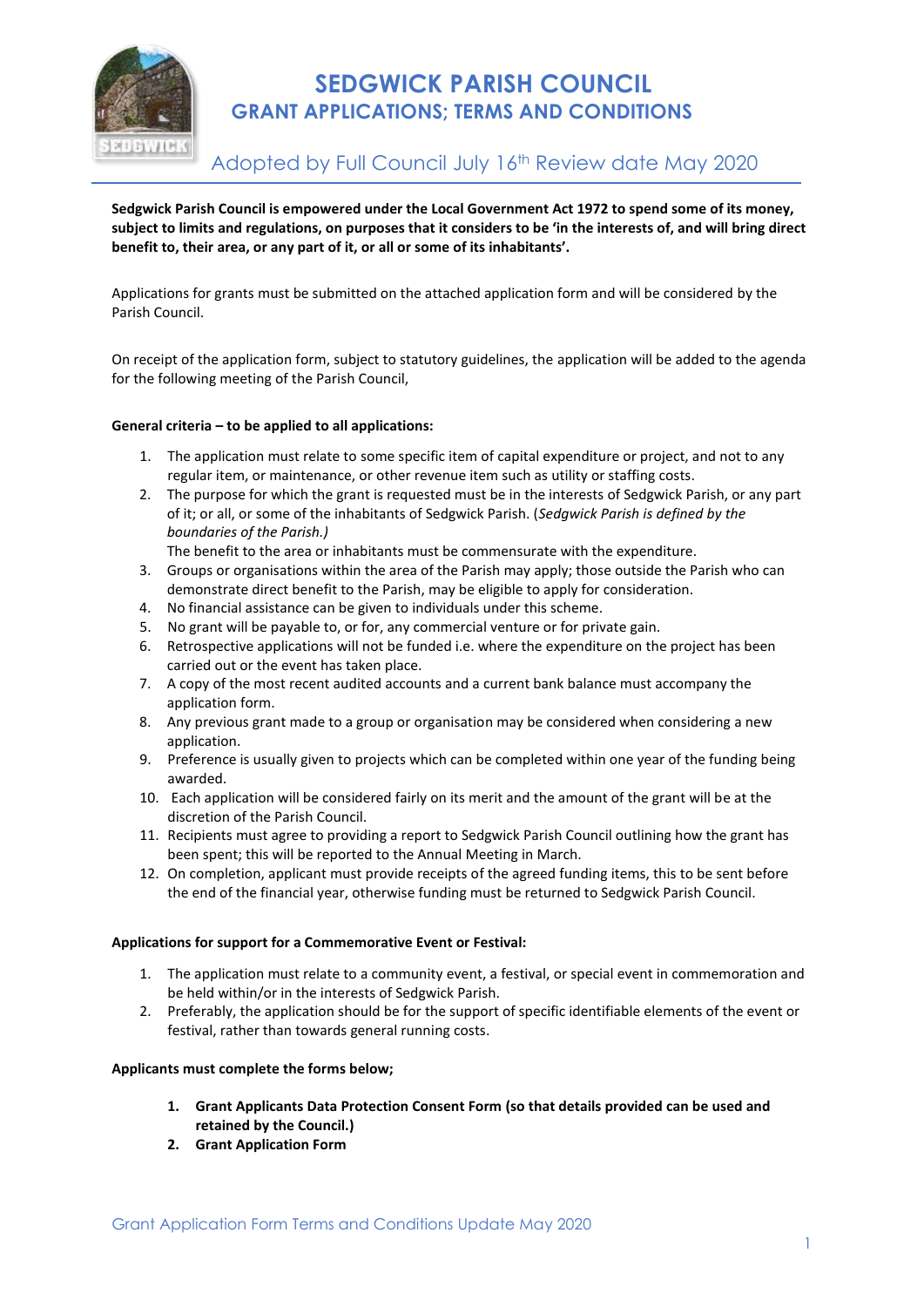# SEDGWICK PARISH COUNCIL

## GRANT APPLICATIONS; TERMS AND CONDITIONS

Adopted by Full Council July 16th Review date May 2020

**Sedgwick Parish Council is empowered under the Local Government Act 1972 to spend some of its money, subject to limits and regulations, on purposes that it considers to be 'in the interests of, and will bring direct benefit to, their area, or any part of it, or all or some of its inhabitants'.**

Applications for grants must be submitted on the attached application form and will be considered by the Parish Council.

On receipt of the application form, subject to statutory guidelines, the application will be added to the agenda for the following meeting of the Parish Council,

**General criteria – to be applied to all applications:**

1. The application must relate to some specific item of capital expenditure or project, and not to any regular item, or maintenance, or other revenue item such as utility or staffing costs.
2. The purpose for which the grant is requested must be in the interests of Sedgwick Parish, or any part of it; or all, or some of the inhabitants of Sedgwick Parish. (*Sedgwick Parish is defined by the boundaries of the Parish.)*
   The benefit to the area or inhabitants must be commensurate with the expenditure.
3. Groups or organisations within the area of the Parish may apply; those outside the Parish who can demonstrate direct benefit to the Parish, may be eligible to apply for consideration.
4. No financial assistance can be given to individuals under this scheme.
5. No grant will be payable to, or for, any commercial venture or for private gain.
6. Retrospective applications will not be funded i.e. where the expenditure on the project has been carried out or the event has taken place.
7. A copy of the most recent audited accounts and a current bank balance must accompany the application form.
8. Any previous grant made to a group or organisation may be considered when considering a new application.
9. Preference is usually given to projects which can be completed within one year of the funding being awarded.
10. Each application will be considered fairly on its merit and the amount of the grant will be at the discretion of the Parish Council.
11. Recipients must agree to providing a report to Sedgwick Parish Council outlining how the grant has been spent; this will be reported to the Annual Meeting in March.
12. On completion, applicant must provide receipts of the agreed funding items, this to be sent before the end of the financial year, otherwise funding must be returned to Sedgwick Parish Council.

**Applications for support for a Commemorative Event or Festival:**

1. The application must relate to a community event, a festival, or special event in commemoration and be held within/or in the interests of Sedgwick Parish.
2. Preferably, the application should be for the support of specific identifiable elements of the event or festival, rather than towards general running costs.

**Applicants must complete the forms below;**

1. **Grant Applicants Data Protection Consent Form (so that details provided can be used and retained by the Council.)**
2. **Grant Application Form**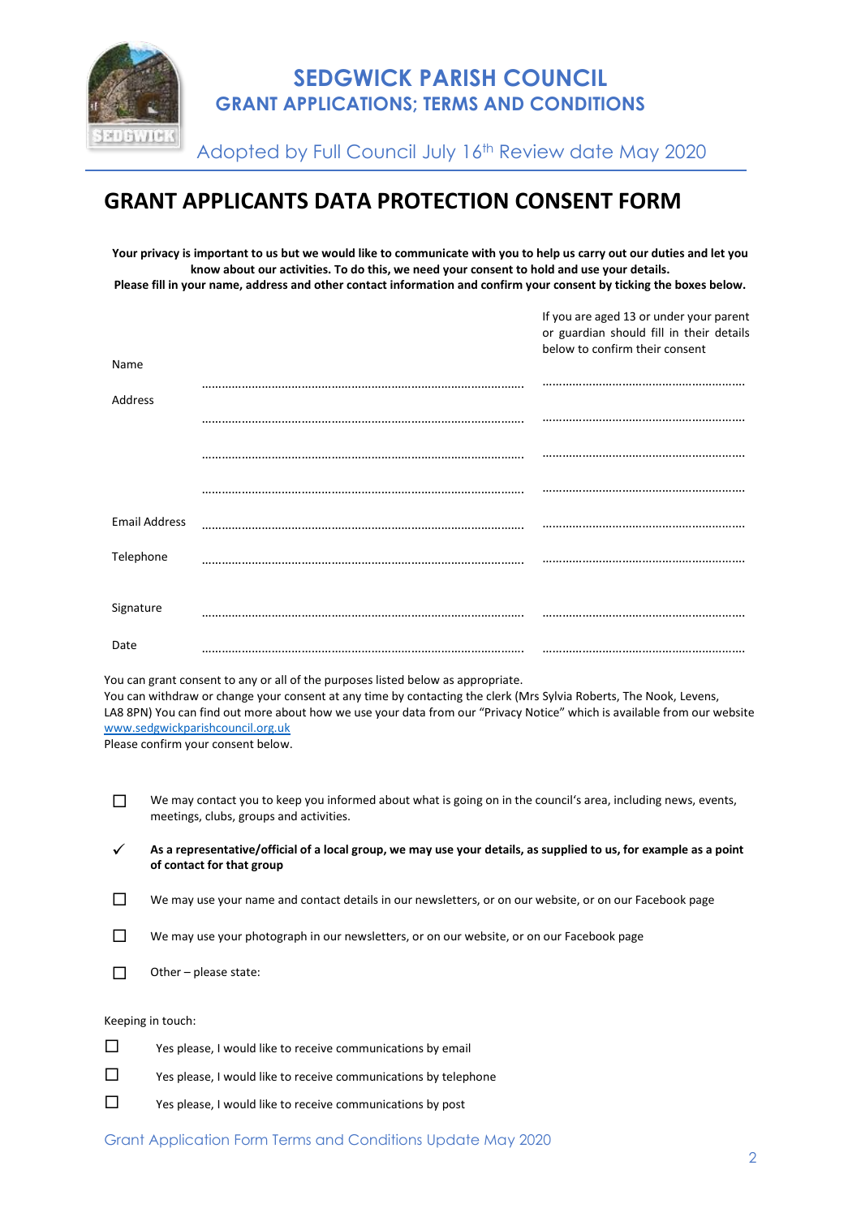# SEDGWICK PARISH COUNCIL

## GRANT APPLICATIONS; TERMS AND CONDITIONS

Adopted by Full Council July 16th Review date May 2020

# GRANT APPLICANTS DATA PROTECTION CONSENT FORM

**Your privacy is important to us but we would like to communicate with you to help us carry out our duties and let you know about our activities. To do this, we need your consent to hold and use your details.**
**Please fill in your name, address and other contact information and confirm your consent by ticking the boxes below.**

| | | If you are aged 13 or under your parent or guardian should fill in their details below to confirm their consent |
|---|---|---|
| Name | ……………………………………………… | ……………………………… |
| Address | ……………………………………………… | ……………………………… |
| | ……………………………………………… | ……………………………… |
| | ……………………………………………… | ……………………………… |
| Email Address | ……………………………………………… | ……………………………… |
| Telephone | ……………………………………………… | ……………………………… |
| Signature | ……………………………………………… | ……………………………… |
| Date | ……………………………………………… | ……………………………… |

You can grant consent to any or all of the purposes listed below as appropriate.
You can withdraw or change your consent at any time by contacting the clerk (Mrs Sylvia Roberts, The Nook, Levens, LA8 8PN) You can find out more about how we use your data from our "Privacy Notice" which is available from our website www.sedgwickparishcouncil.org.uk
Please confirm your consent below.

- ☐ We may contact you to keep you informed about what is going on in the council's area, including news, events, meetings, clubs, groups and activities.
- ✓ **As a representative/official of a local group, we may use your details, as supplied to us, for example as a point of contact for that group**
- ☐ We may use your name and contact details in our newsletters, or on our website, or on our Facebook page
- ☐ We may use your photograph in our newsletters, or on our website, or on our Facebook page
- ☐ Other – please state:

Keeping in touch:

- ☐ Yes please, I would like to receive communications by email
- ☐ Yes please, I would like to receive communications by telephone
- ☐ Yes please, I would like to receive communications by post

Grant Application Form Terms and Conditions Update May 2020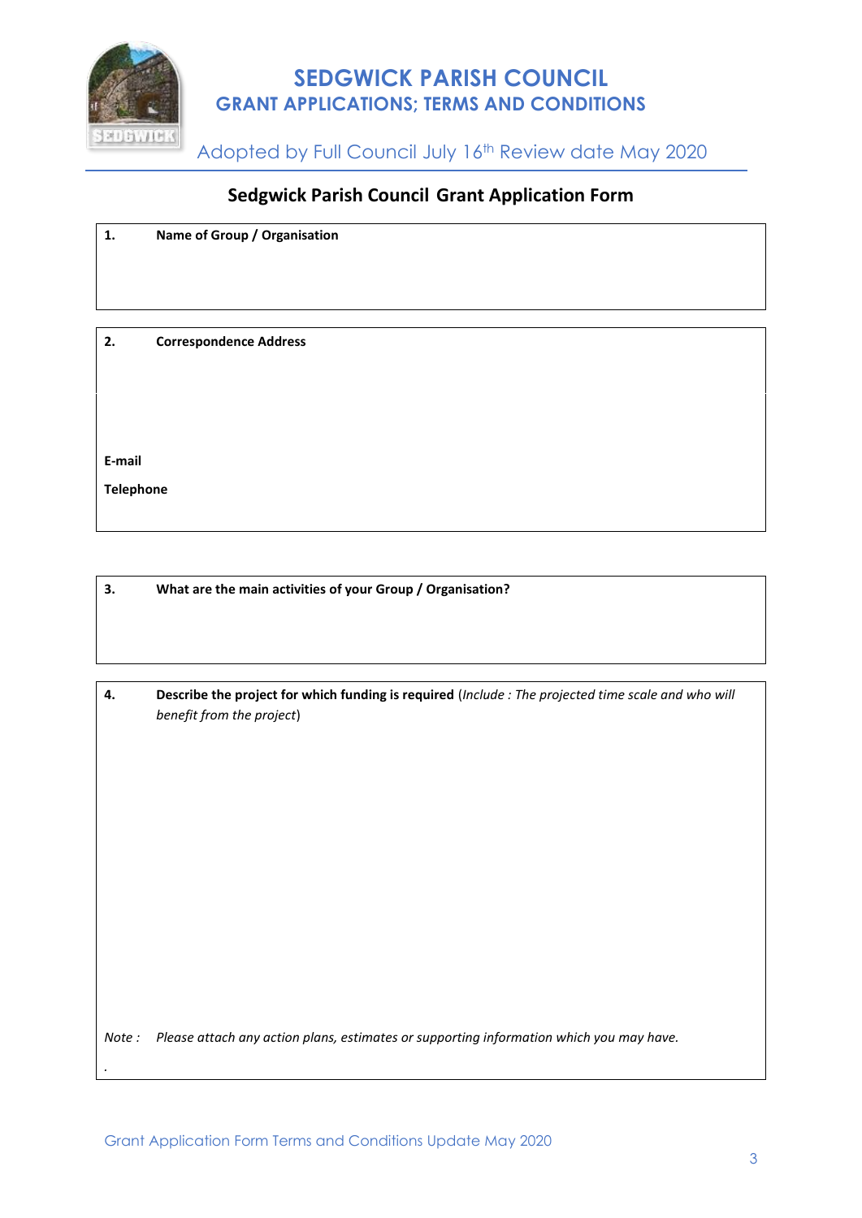# SEDGWICK PARISH COUNCIL

## GRANT APPLICATIONS; TERMS AND CONDITIONS

Adopted by Full Council July 16th Review date May 2020

## Sedgwick Parish Council Grant Application Form

**1. Name of Group / Organisation**

**2. Correspondence Address**

**E-mail**

**Telephone**

**3. What are the main activities of your Group / Organisation?**

**4. Describe the project for which funding is required** (*Include : The projected time scale and who will benefit from the project*)

*Note : Please attach any action plans, estimates or supporting information which you may have.*

.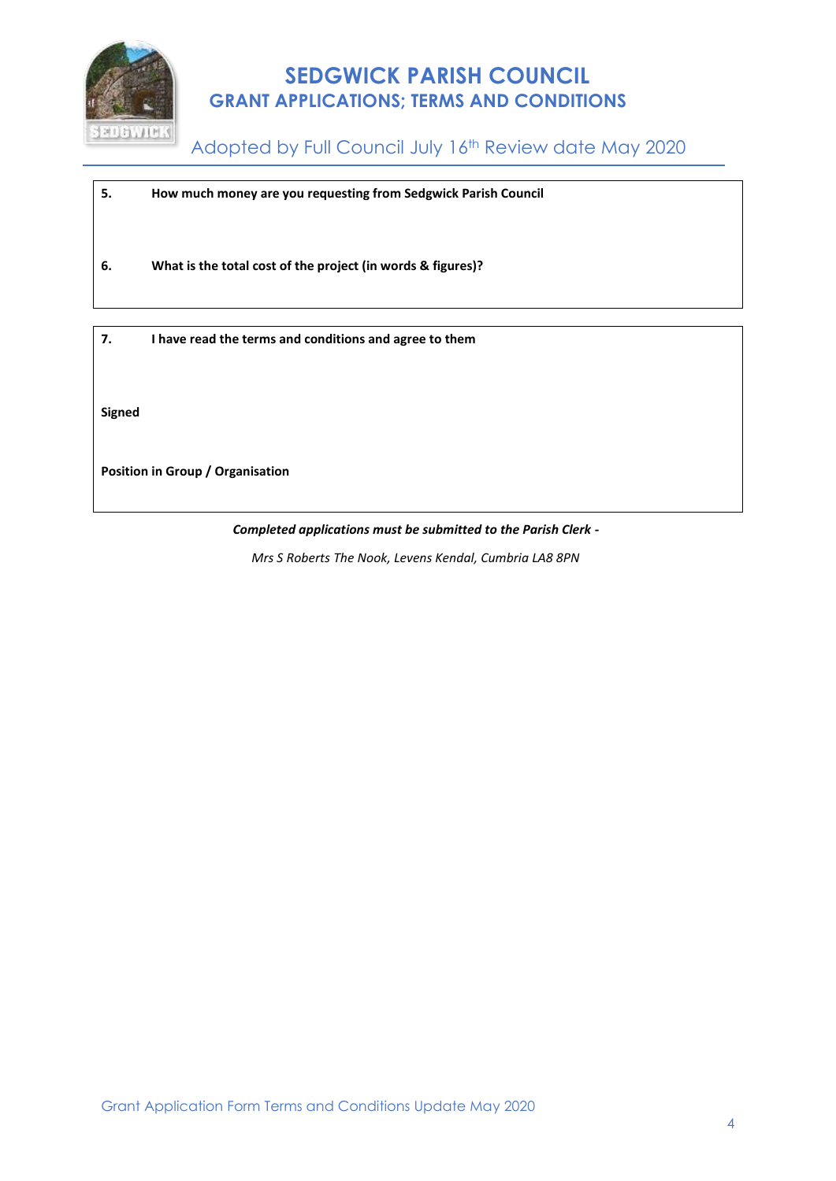**5. How much money are you requesting from Sedgwick Parish Council**

**6. What is the total cost of the project (in words & figures)?**

**7. I have read the terms and conditions and agree to them**

**Signed**

**Position in Group / Organisation**

***Completed applications must be submitted to the Parish Clerk -***

*Mrs S Roberts The Nook, Levens Kendal, Cumbria LA8 8PN*